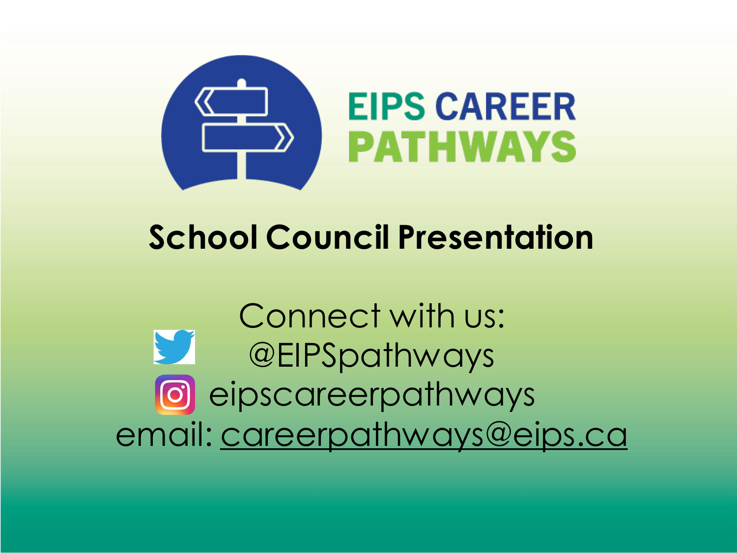# EIPS CAREER PATHWAYS

## School Council Presentation

Connect with us:

@EIPSpathways

eipscareerpathways

email: careerpathways@eips.ca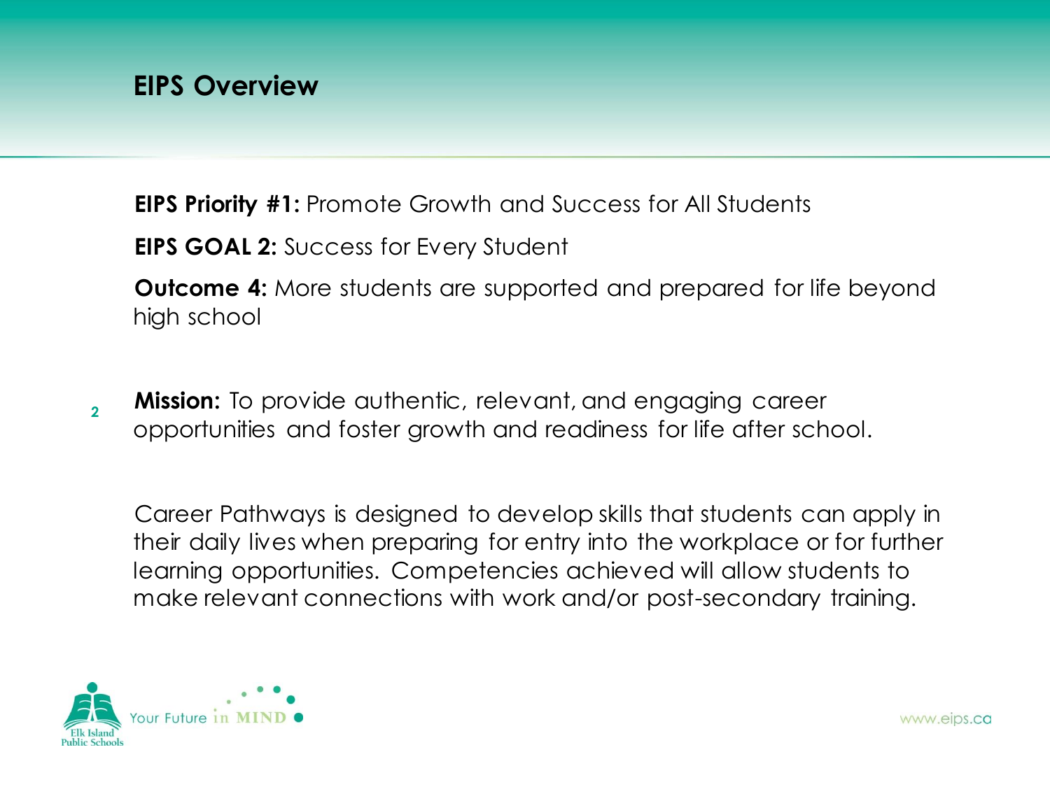# EIPS Overview

**EIPS Priority #1:** Promote Growth and Success for All Students

**EIPS GOAL 2:** Success for Every Student

**Outcome 4:** More students are supported and prepared for life beyond high school

**Mission:** To provide authentic, relevant, and engaging career opportunities and foster growth and readiness for life after school.

Career Pathways is designed to develop skills that students can apply in their daily lives when preparing for entry into the workplace or for further learning opportunities. Competencies achieved will allow students to make relevant connections with work and/or post-secondary training.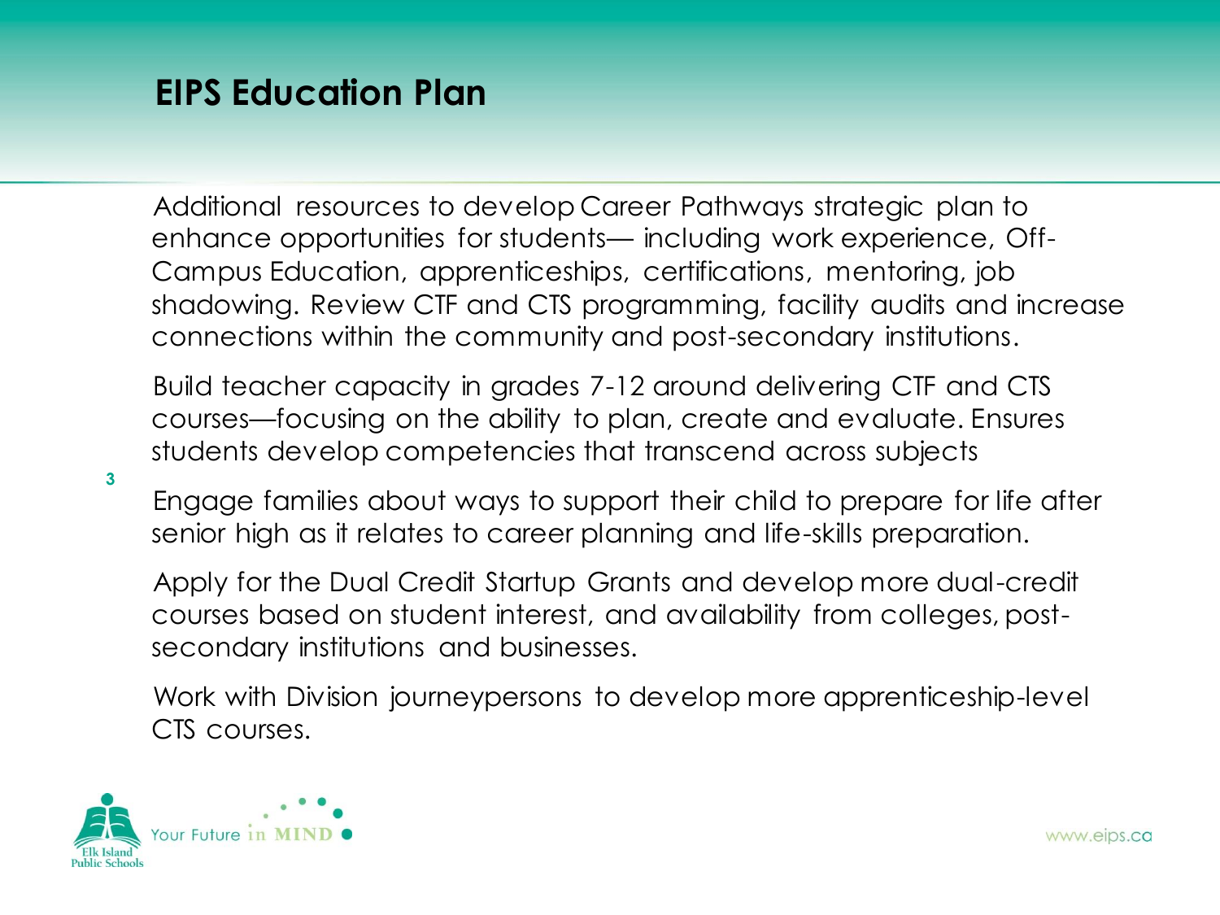# EIPS Education Plan

Additional resources to develop Career Pathways strategic plan to enhance opportunities for students— including work experience, Off-Campus Education, apprenticeships, certifications, mentoring, job shadowing. Review CTF and CTS programming, facility audits and increase connections within the community and post-secondary institutions.

Build teacher capacity in grades 7-12 around delivering CTF and CTS courses—focusing on the ability to plan, create and evaluate. Ensures students develop competencies that transcend across subjects

Engage families about ways to support their child to prepare for life after senior high as it relates to career planning and life-skills preparation.

Apply for the Dual Credit Startup Grants and develop more dual-credit courses based on student interest, and availability from colleges, post-secondary institutions and businesses.

Work with Division journeypersons to develop more apprenticeship-level CTS courses.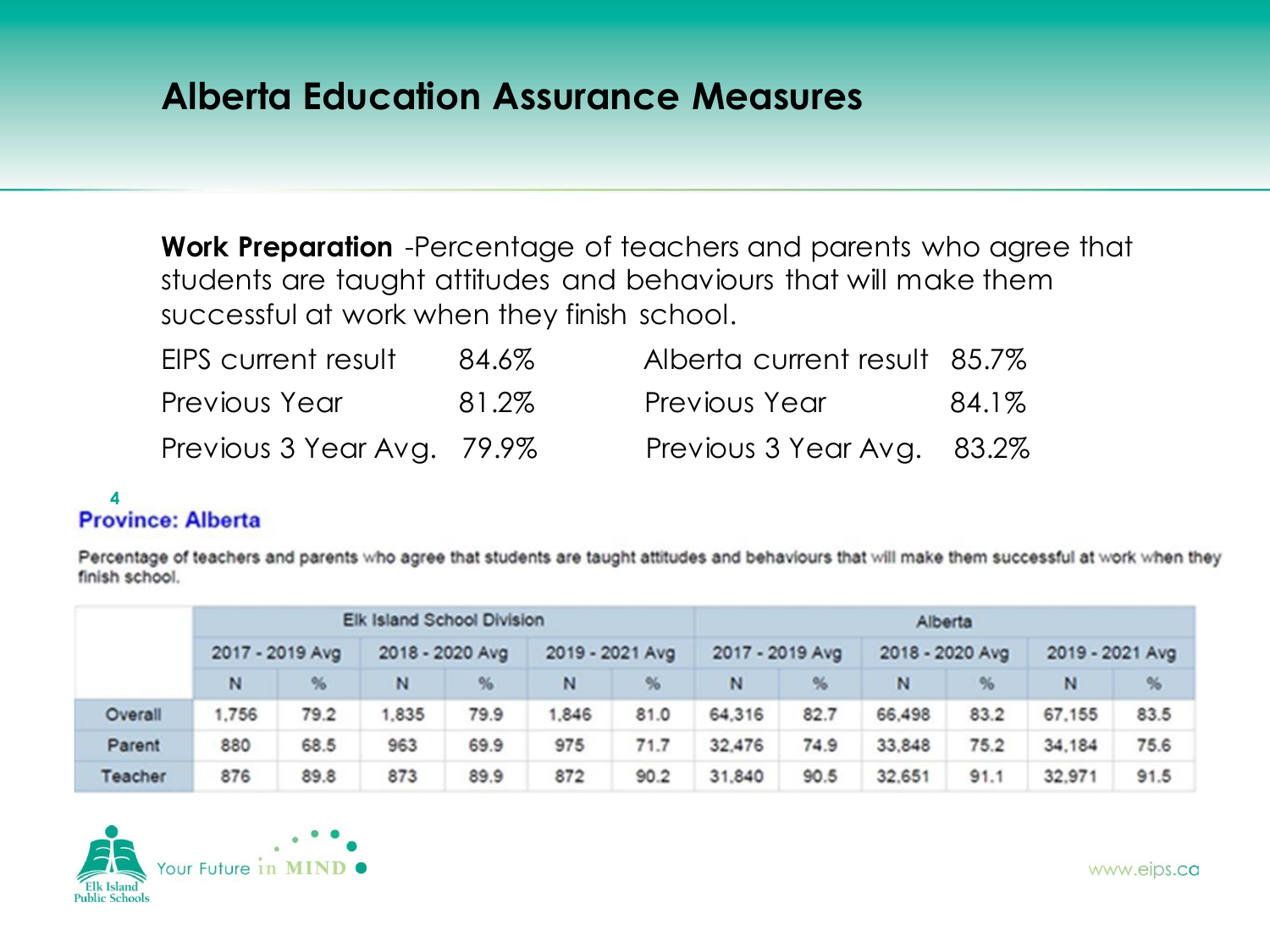# Alberta Education Assurance Measures

**Work Preparation** -Percentage of teachers and parents who agree that students are taught attitudes and behaviours that will make them successful at work when they finish school.

| | | | |
|---|---|---|---|
| EIPS current result | 84.6% | Alberta current result | 85.7% |
| Previous Year | 81.2% | Previous Year | 84.1% |
| Previous 3 Year Avg. | 79.9% | Previous 3 Year Avg. | 83.2% |

## Province: Alberta

Percentage of teachers and parents who agree that students are taught attitudes and behaviours that will make them successful at work when they finish school.

| | Elk Island School Division | | | | | | Alberta | | | | | |
|---|---|---|---|---|---|---|---|---|---|---|---|---|
| | 2017 - 2019 Avg | | 2018 - 2020 Avg | | 2019 - 2021 Avg | | 2017 - 2019 Avg | | 2018 - 2020 Avg | | 2019 - 2021 Avg | |
| | N | % | N | % | N | % | N | % | N | % | N | % |
| Overall | 1,756 | 79.2 | 1,835 | 79.9 | 1,846 | 81.0 | 64,316 | 82.7 | 66,498 | 83.2 | 67,155 | 83.5 |
| Parent | 880 | 68.5 | 963 | 69.9 | 975 | 71.7 | 32,476 | 74.9 | 33,848 | 75.2 | 34,184 | 75.6 |
| Teacher | 876 | 89.8 | 873 | 89.9 | 872 | 90.2 | 31,840 | 90.5 | 32,651 | 91.1 | 32,971 | 91.5 |

Elk Island Public Schools — Your Future in MIND

www.eips.ca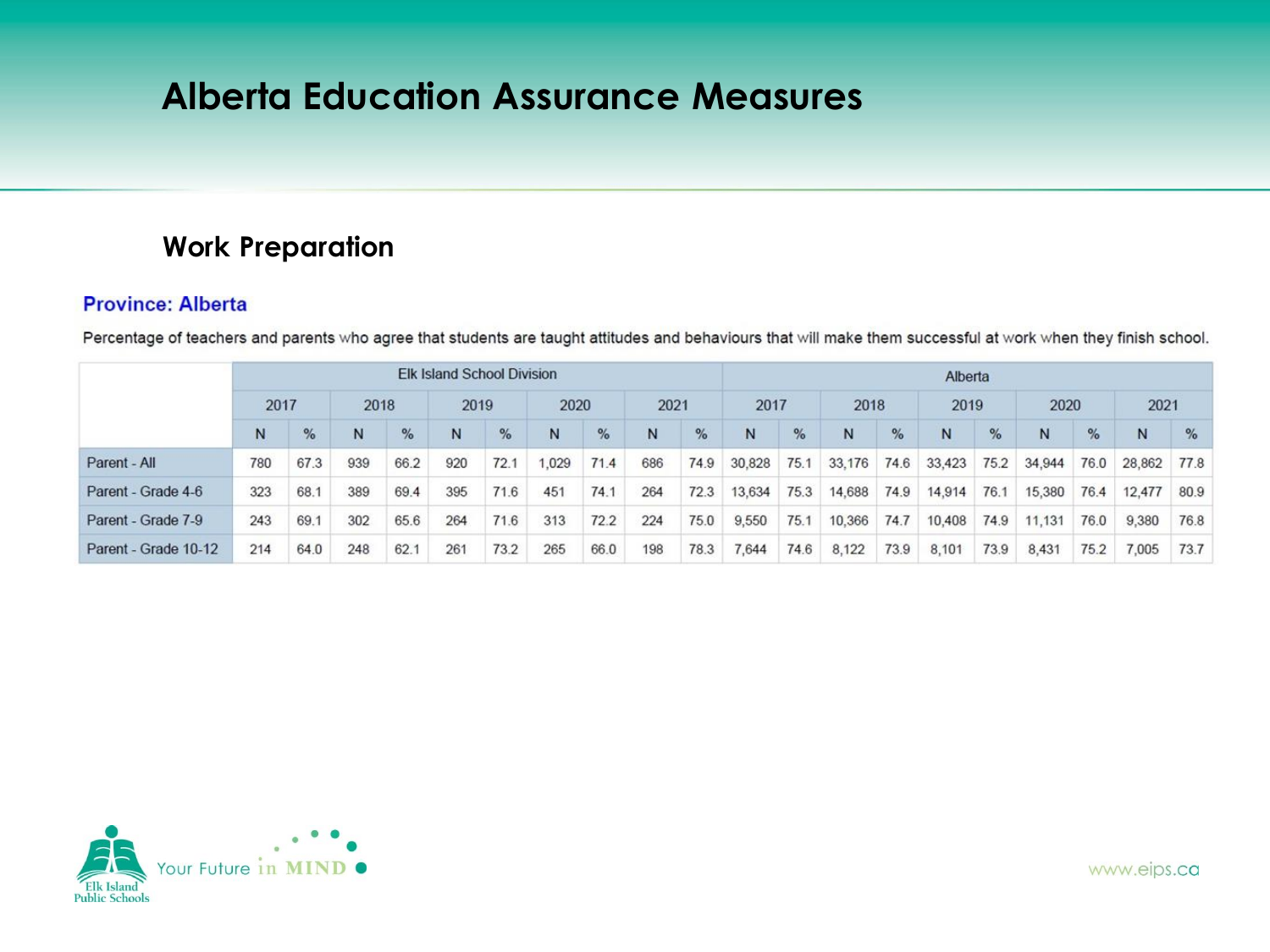# Alberta Education Assurance Measures

## Work Preparation

### Province: Alberta

Percentage of teachers and parents who agree that students are taught attitudes and behaviours that will make them successful at work when they finish school.

| | Elk Island School Division | | | | | | | | | | Alberta | | | | | | | | | |
|---|---|---|---|---|---|---|---|---|---|---|---|---|---|---|---|---|---|---|---|---|
| | 2017 | | 2018 | | 2019 | | 2020 | | 2021 | | 2017 | | 2018 | | 2019 | | 2020 | | 2021 | |
| | N | % | N | % | N | % | N | % | N | % | N | % | N | % | N | % | N | % | N | % |
| Parent - All | 780 | 67.3 | 939 | 66.2 | 920 | 72.1 | 1,029 | 71.4 | 686 | 74.9 | 30,828 | 75.1 | 33,176 | 74.6 | 33,423 | 75.2 | 34,944 | 76.0 | 28,862 | 77.8 |
| Parent - Grade 4-6 | 323 | 68.1 | 389 | 69.4 | 395 | 71.6 | 451 | 74.1 | 264 | 72.3 | 13,634 | 75.3 | 14,688 | 74.9 | 14,914 | 76.1 | 15,380 | 76.4 | 12,477 | 80.9 |
| Parent - Grade 7-9 | 243 | 69.1 | 302 | 65.6 | 264 | 71.6 | 313 | 72.2 | 224 | 75.0 | 9,550 | 75.1 | 10,366 | 74.7 | 10,408 | 74.9 | 11,131 | 76.0 | 9,380 | 76.8 |
| Parent - Grade 10-12 | 214 | 64.0 | 248 | 62.1 | 261 | 73.2 | 265 | 66.0 | 198 | 78.3 | 7,644 | 74.6 | 8,122 | 73.9 | 8,101 | 73.9 | 8,431 | 75.2 | 7,005 | 73.7 |

Elk Island Public Schools — Your Future in MIND

www.eips.ca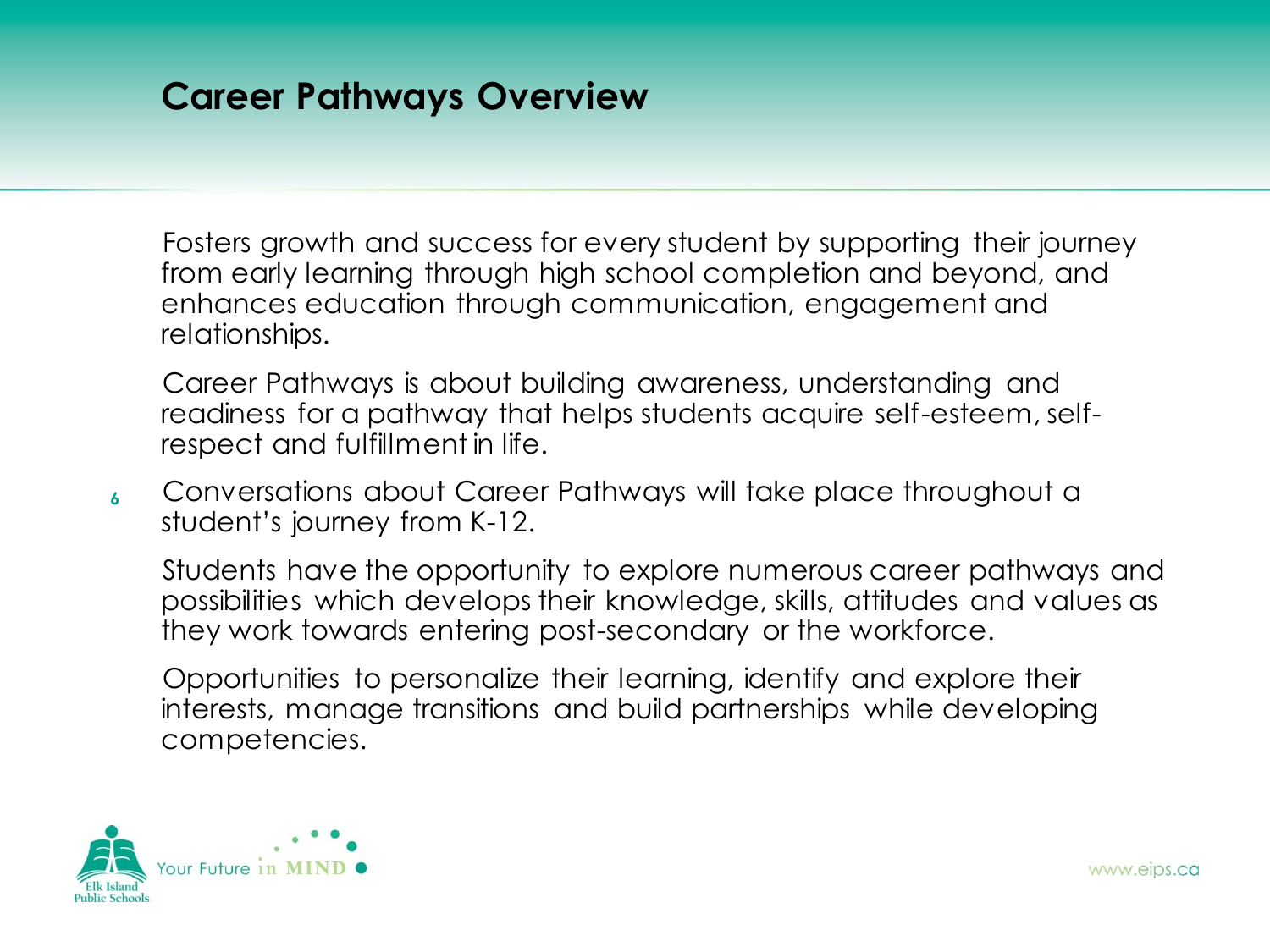# Career Pathways Overview

Fosters growth and success for every student by supporting their journey from early learning through high school completion and beyond, and enhances education through communication, engagement and relationships.

Career Pathways is about building awareness, understanding and readiness for a pathway that helps students acquire self-esteem, self-respect and fulfillment in life.

Conversations about Career Pathways will take place throughout a student's journey from K-12.

Students have the opportunity to explore numerous career pathways and possibilities which develops their knowledge, skills, attitudes and values as they work towards entering post-secondary or the workforce.

Opportunities to personalize their learning, identify and explore their interests, manage transitions and build partnerships while developing competencies.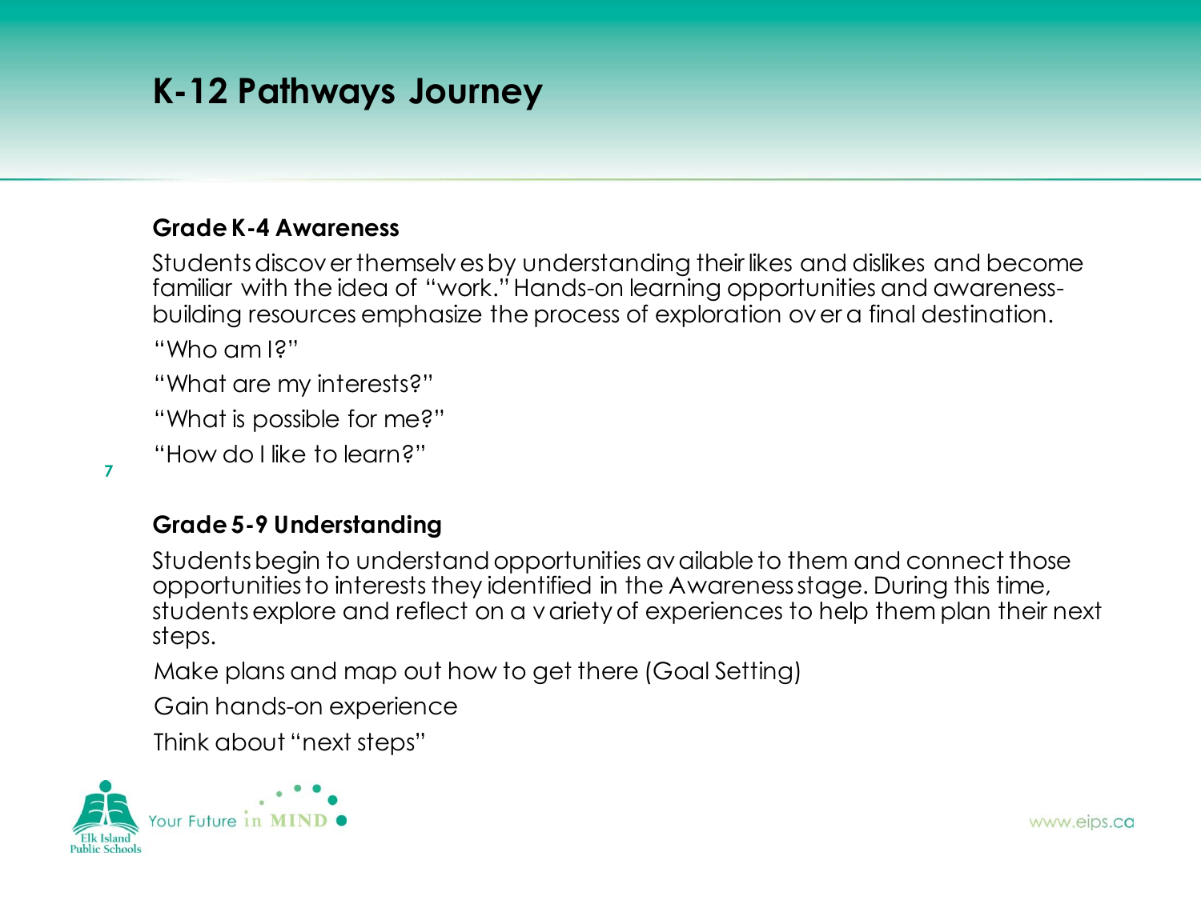# K-12 Pathways Journey

### Grade K-4 Awareness

Students discover themselves by understanding their likes and dislikes and become familiar with the idea of "work." Hands-on learning opportunities and awareness-building resources emphasize the process of exploration over a final destination.

"Who am I?"

"What are my interests?"

"What is possible for me?"

"How do I like to learn?"

### Grade 5-9 Understanding

Students begin to understand opportunities available to them and connect those opportunities to interests they identified in the Awareness stage. During this time, students explore and reflect on a variety of experiences to help them plan their next steps.

Make plans and map out how to get there (Goal Setting)

Gain hands-on experience

Think about "next steps"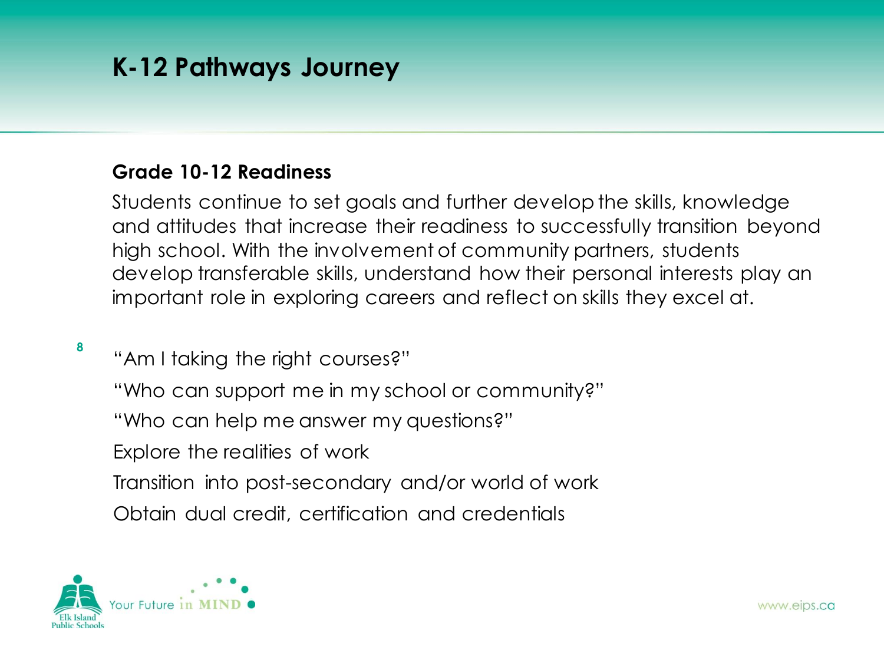# K-12 Pathways Journey

## Grade 10-12 Readiness

Students continue to set goals and further develop the skills, knowledge and attitudes that increase their readiness to successfully transition beyond high school. With the involvement of community partners, students develop transferable skills, understand how their personal interests play an important role in exploring careers and reflect on skills they excel at.

"Am I taking the right courses?"

"Who can support me in my school or community?"

"Who can help me answer my questions?"

Explore the realities of work

Transition into post-secondary and/or world of work

Obtain dual credit, certification and credentials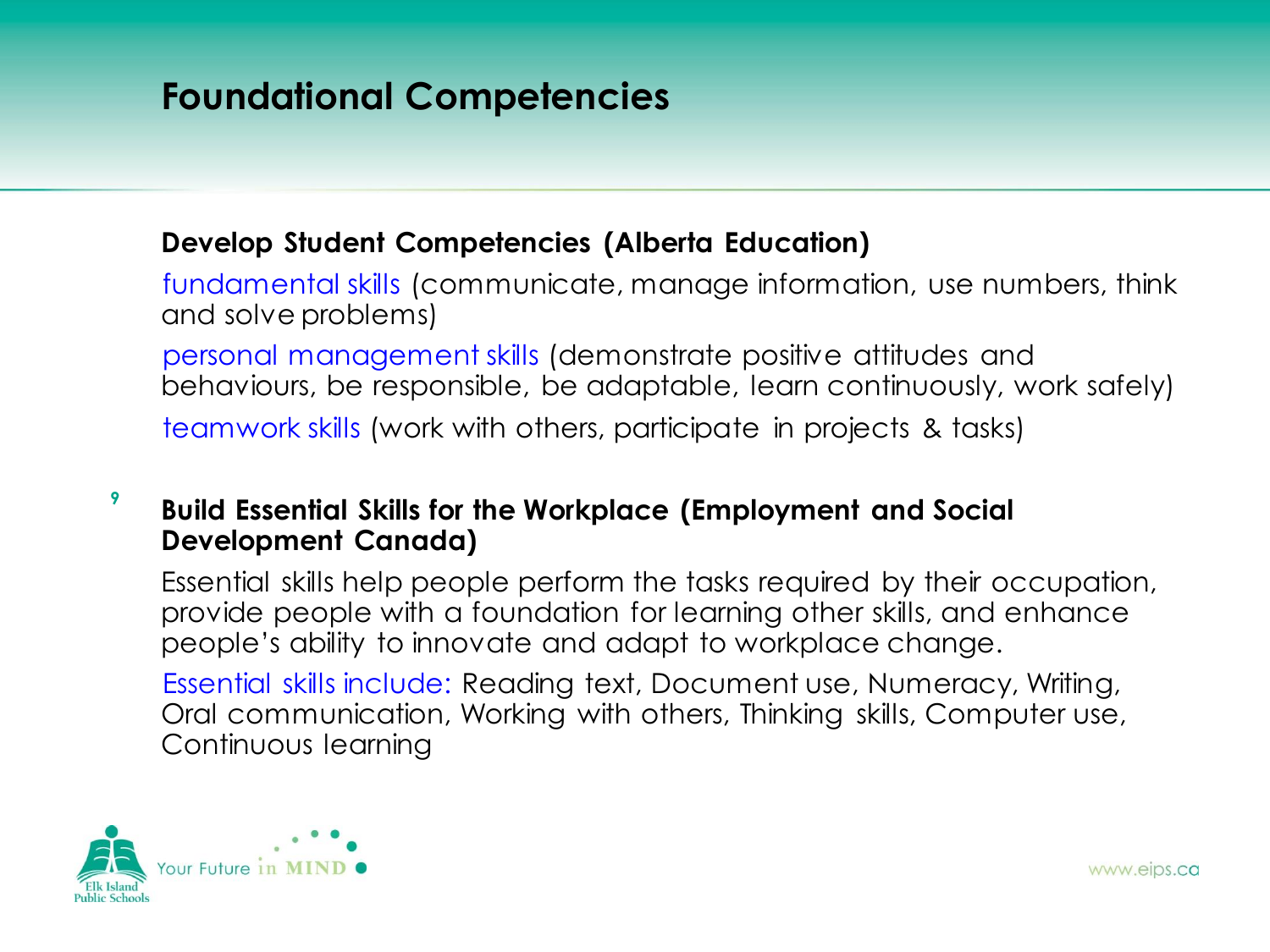# Foundational Competencies

**Develop Student Competencies (Alberta Education)**

fundamental skills (communicate, manage information, use numbers, think and solve problems)

personal management skills (demonstrate positive attitudes and behaviours, be responsible, be adaptable, learn continuously, work safely)

teamwork skills (work with others, participate in projects & tasks)

**Build Essential Skills for the Workplace (Employment and Social Development Canada)**

Essential skills help people perform the tasks required by their occupation, provide people with a foundation for learning other skills, and enhance people's ability to innovate and adapt to workplace change.

Essential skills include: Reading text, Document use, Numeracy, Writing, Oral communication, Working with others, Thinking skills, Computer use, Continuous learning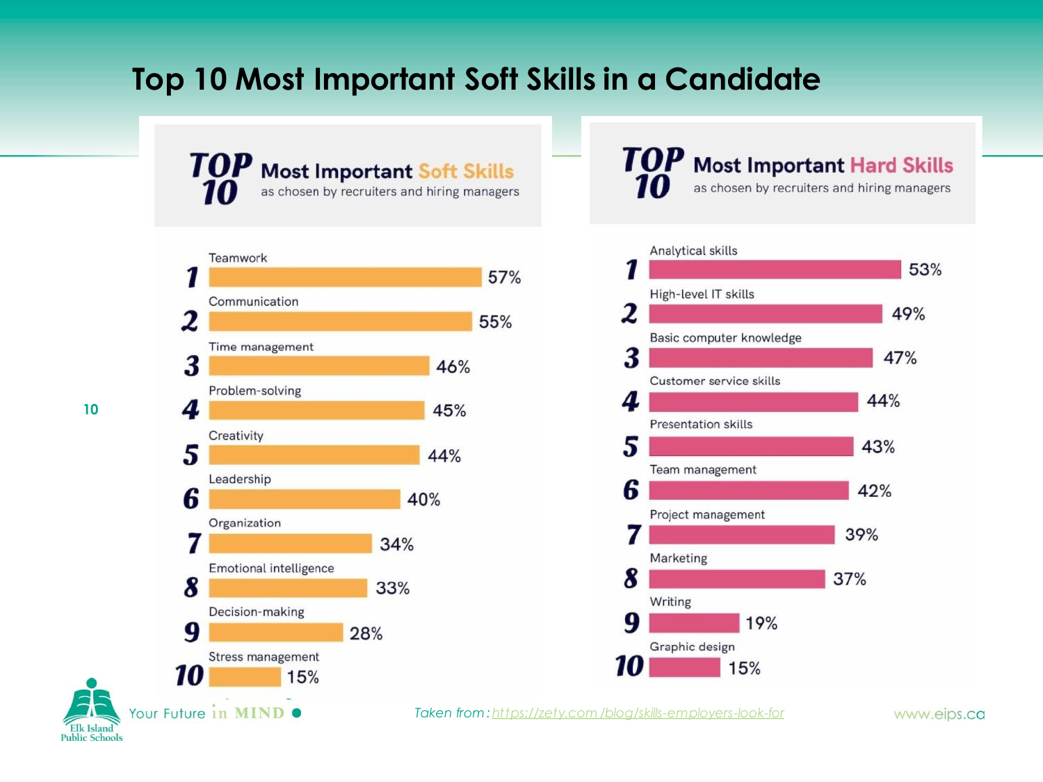# Top 10 Most Important Soft Skills in a Candidate

## TOP 10 Most Important Soft Skills

as chosen by recruiters and hiring managers

| Rank | Skill | Percentage |
|---|---|---|
| 1 | Teamwork | 57% |
| 2 | Communication | 55% |
| 3 | Time management | 46% |
| 4 | Problem-solving | 45% |
| 5 | Creativity | 44% |
| 6 | Leadership | 40% |
| 7 | Organization | 34% |
| 8 | Emotional intelligence | 33% |
| 9 | Decision-making | 28% |
| 10 | Stress management | 15% |

## TOP 10 Most Important Hard Skills

as chosen by recruiters and hiring managers

| Rank | Skill | Percentage |
|---|---|---|
| 1 | Analytical skills | 53% |
| 2 | High-level IT skills | 49% |
| 3 | Basic computer knowledge | 47% |
| 4 | Customer service skills | 44% |
| 5 | Presentation skills | 43% |
| 6 | Team management | 42% |
| 7 | Project management | 39% |
| 8 | Marketing | 37% |
| 9 | Writing | 19% |
| 10 | Graphic design | 15% |

*Taken from: https://zety.com/blog/skills-employers-look-for*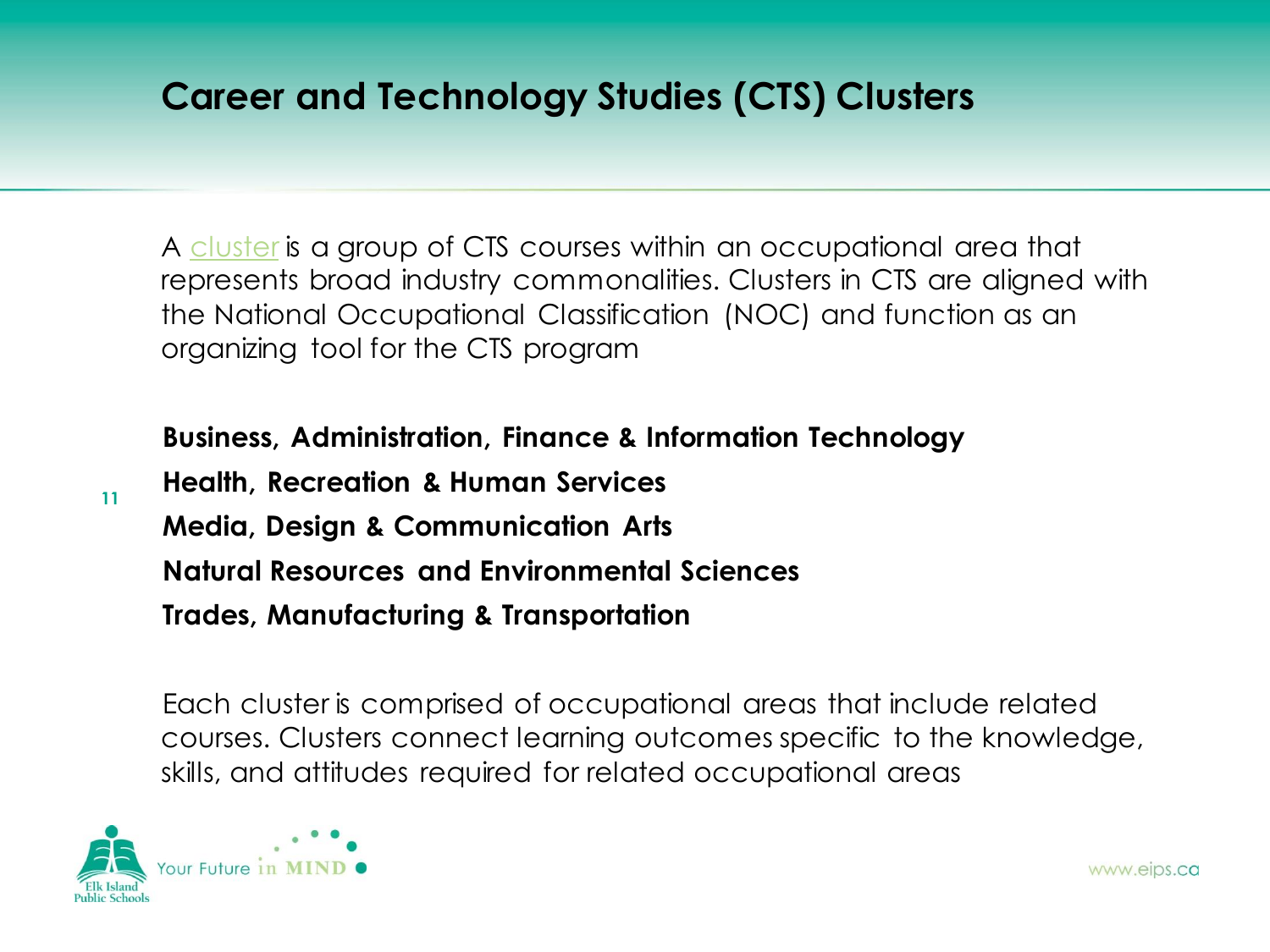# Career and Technology Studies (CTS) Clusters

A cluster is a group of CTS courses within an occupational area that represents broad industry commonalities. Clusters in CTS are aligned with the National Occupational Classification (NOC) and function as an organizing tool for the CTS program

**Business, Administration, Finance & Information Technology**

**Health, Recreation & Human Services**

**Media, Design & Communication Arts**

**Natural Resources and Environmental Sciences**

**Trades, Manufacturing & Transportation**

Each cluster is comprised of occupational areas that include related courses. Clusters connect learning outcomes specific to the knowledge, skills, and attitudes required for related occupational areas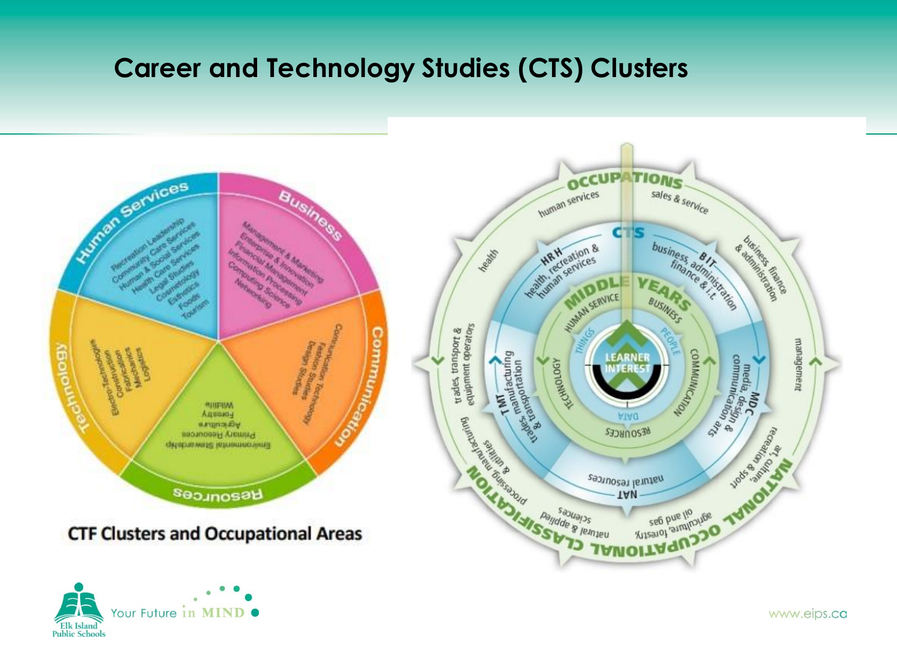# Career and Technology Studies (CTS) Clusters

**Human Services**
- Recreation Leadership
- Community Care Services
- Human & Social Services
- Health Care Services
- Legal Studies
- Cosmetology
- Esthetics
- Foods
- Tourism

**Business**
- Management & Marketing
- Enterprise & Innovation
- Financial Management
- Information Processing
- Computing Science
- Networking

**Communication**
- Communication Technology
- Fashion Studies
- Design Studies

**Resources**
- Environmental Stewardship
- Primary Resources
- Agriculture
- Forestry
- Wildlife

**Technology**
- Electro-Technologies
- Construction
- Fabrication
- Mechanics
- Logistics

CTF Clusters and Occupational Areas

**OCCUPATIONS**
- human services
- sales & service
- business finance & administration
- management
- art, culture, recreation & sport
- agriculture, forestry, oil and gas
- natural & applied sciences
- processing, manufacturing & utilities
- trades, transport & equipment operators
- health

**CTS**
- HRH — health, recreation & human services
- BIT — business, administration finance & i.t.
- MDC — media, design & communication arts
- NAT — natural resources
- TMT — trades, manufacturing & transportation

**MIDDLE YEARS**
- HUMAN SERVICE
- BUSINESS
- COMMUNICATION
- RESOURCES
- TECHNOLOGY

THINGS · PEOPLE · DATA

LEARNER INTEREST

NATIONAL OCCUPATIONAL CLASSIFICATION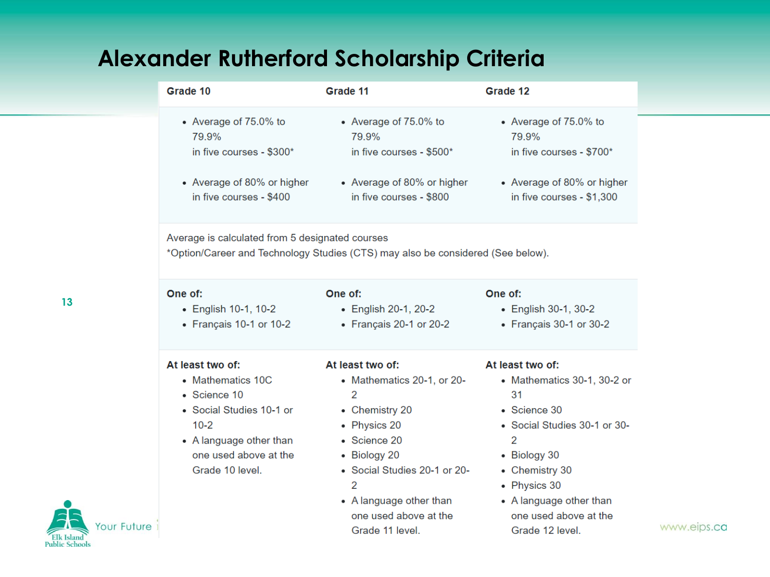# Alexander Rutherford Scholarship Criteria

| Grade 10 | Grade 11 | Grade 12 |
|---|---|---|
| • Average of 75.0% to 79.9% in five courses - $300*<br><br>• Average of 80% or higher in five courses - $400 | • Average of 75.0% to 79.9% in five courses - $500*<br><br>• Average of 80% or higher in five courses - $800 | • Average of 75.0% to 79.9% in five courses - $700*<br><br>• Average of 80% or higher in five courses - $1,300 |
| Average is calculated from 5 designated courses<br>*Option/Career and Technology Studies (CTS) may also be considered (See below). | | |
| **One of:**<br>• English 10-1, 10-2<br>• Français 10-1 or 10-2 | **One of:**<br>• English 20-1, 20-2<br>• Français 20-1 or 20-2 | **One of:**<br>• English 30-1, 30-2<br>• Français 30-1 or 30-2 |
| **At least two of:**<br>• Mathematics 10C<br>• Science 10<br>• Social Studies 10-1 or 10-2<br>• A language other than one used above at the Grade 10 level. | **At least two of:**<br>• Mathematics 20-1, or 20-2<br>• Chemistry 20<br>• Physics 20<br>• Science 20<br>• Biology 20<br>• Social Studies 20-1 or 20-2<br>• A language other than one used above at the Grade 11 level. | **At least two of:**<br>• Mathematics 30-1, 30-2 or 31<br>• Science 30<br>• Social Studies 30-1 or 30-2<br>• Biology 30<br>• Chemistry 30<br>• Physics 30<br>• A language other than one used above at the Grade 12 level. |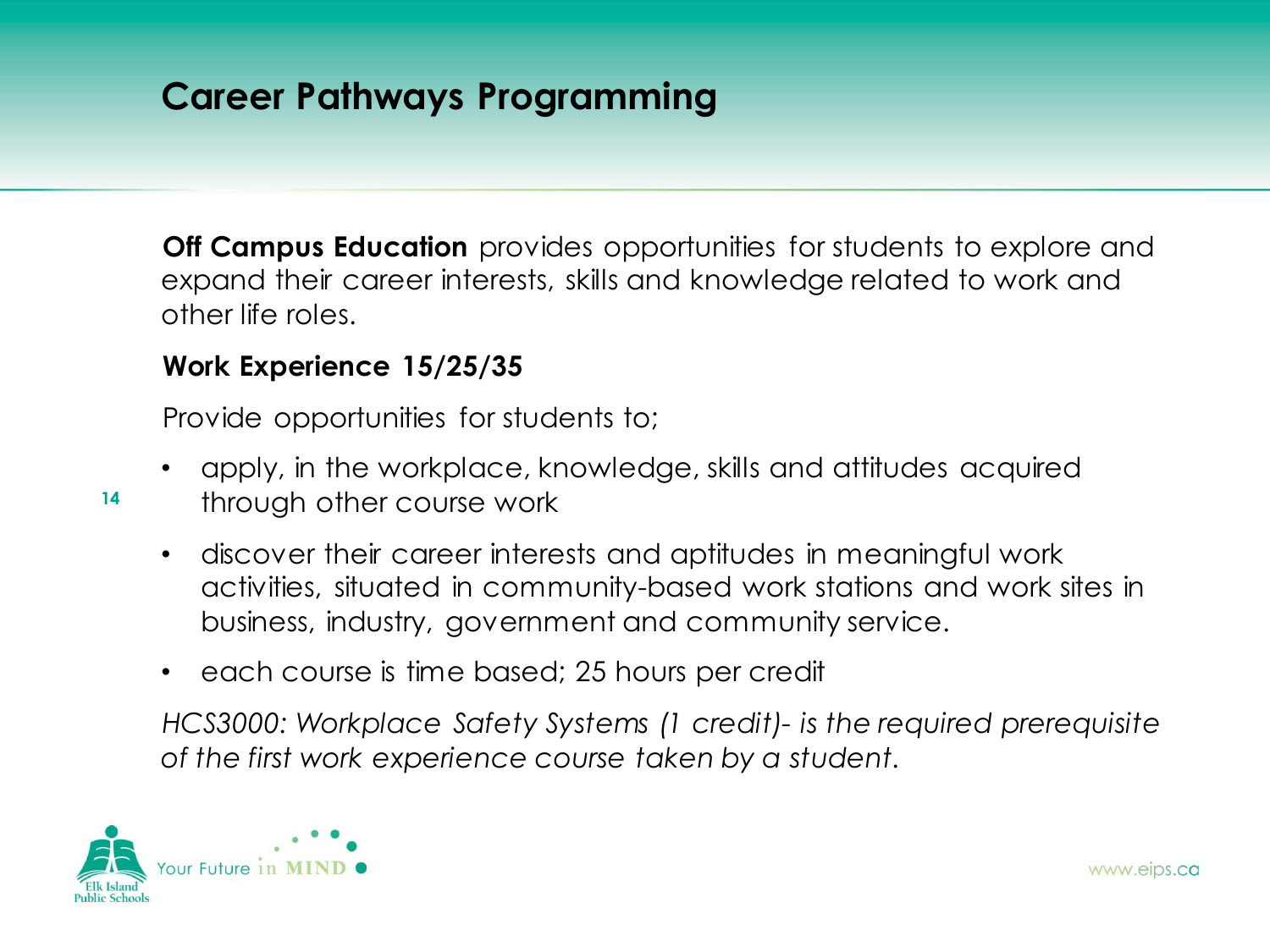## Career Pathways Programming

**Off Campus Education** provides opportunities for students to explore and expand their career interests, skills and knowledge related to work and other life roles.

**Work Experience 15/25/35**

Provide opportunities for students to;

- apply, in the workplace, knowledge, skills and attitudes acquired through other course work
- discover their career interests and aptitudes in meaningful work activities, situated in community-based work stations and work sites in business, industry, government and community service.
- each course is time based; 25 hours per credit

*HCS3000: Workplace Safety Systems (1 credit)- is the required prerequisite of the first work experience course taken by a student.*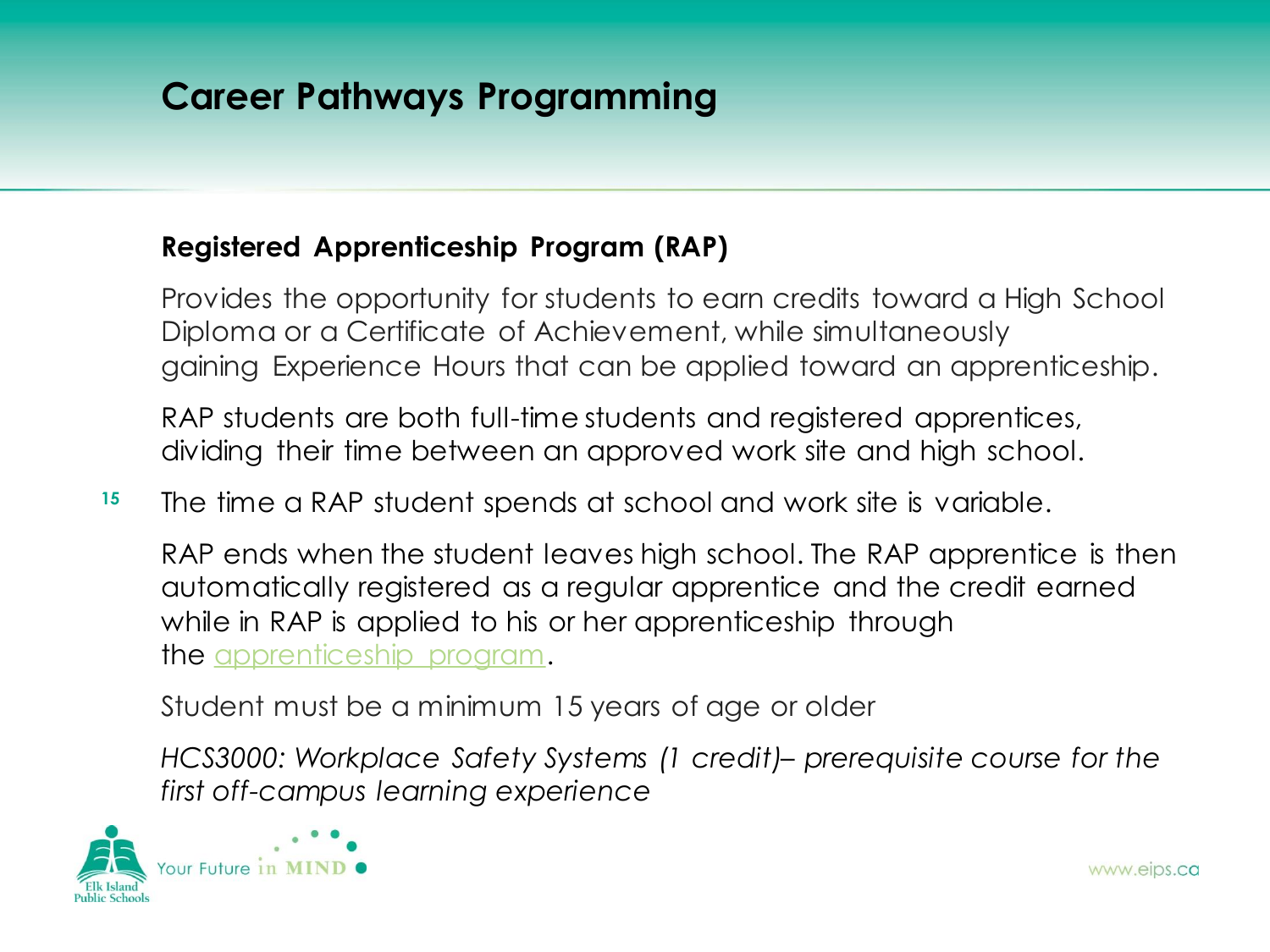# Career Pathways Programming

## Registered Apprenticeship Program (RAP)

Provides the opportunity for students to earn credits toward a High School Diploma or a Certificate of Achievement, while simultaneously gaining Experience Hours that can be applied toward an apprenticeship.

RAP students are both full-time students and registered apprentices, dividing their time between an approved work site and high school.

The time a RAP student spends at school and work site is variable.

RAP ends when the student leaves high school. The RAP apprentice is then automatically registered as a regular apprentice and the credit earned while in RAP is applied to his or her apprenticeship through the apprenticeship program.

Student must be a minimum 15 years of age or older

*HCS3000: Workplace Safety Systems (1 credit)– prerequisite course for the first off-campus learning experience*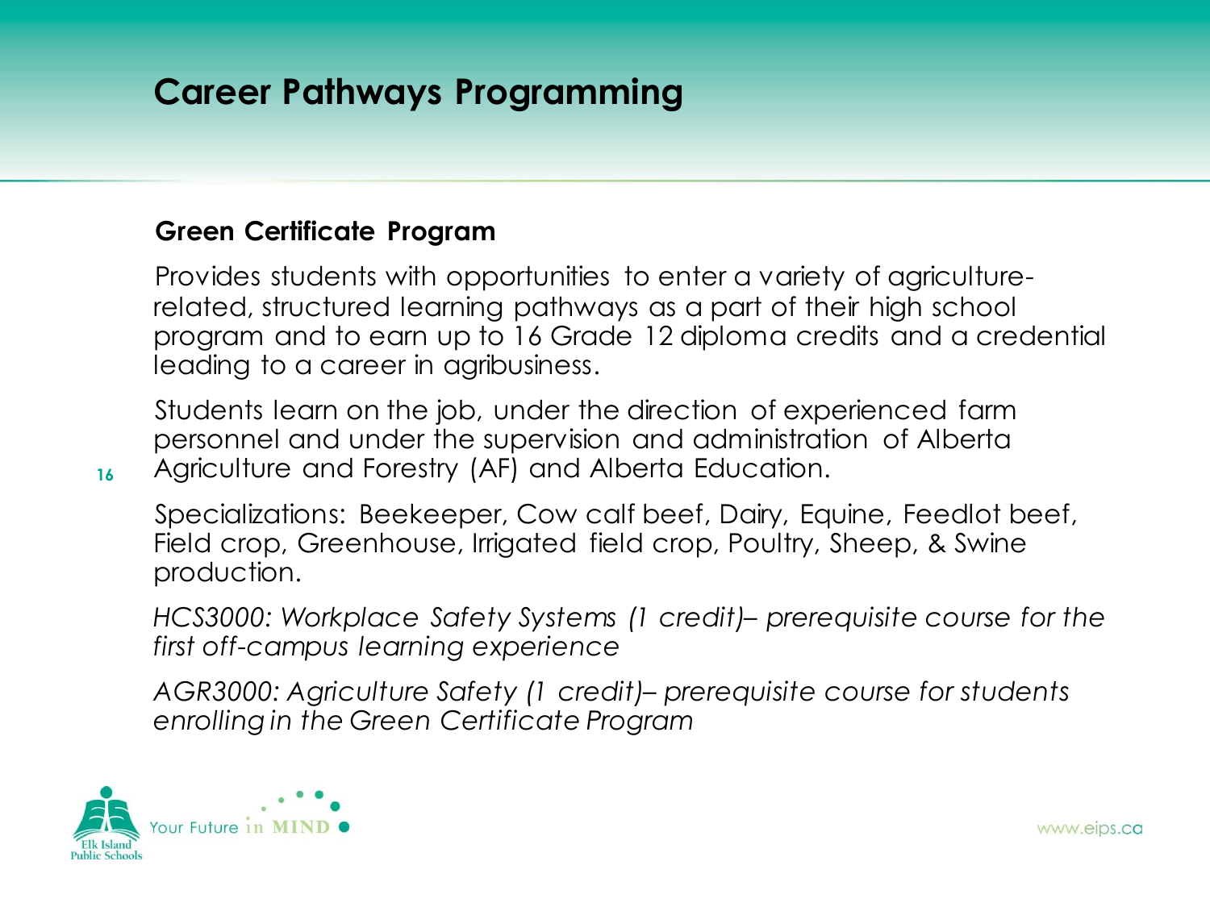# Career Pathways Programming

## Green Certificate Program

Provides students with opportunities to enter a variety of agriculture-related, structured learning pathways as a part of their high school program and to earn up to 16 Grade 12 diploma credits and a credential leading to a career in agribusiness.

Students learn on the job, under the direction of experienced farm personnel and under the supervision and administration of Alberta Agriculture and Forestry (AF) and Alberta Education.

Specializations: Beekeeper, Cow calf beef, Dairy, Equine, Feedlot beef, Field crop, Greenhouse, Irrigated field crop, Poultry, Sheep, & Swine production.

*HCS3000: Workplace Safety Systems (1 credit)– prerequisite course for the first off-campus learning experience*

*AGR3000: Agriculture Safety (1 credit)– prerequisite course for students enrolling in the Green Certificate Program*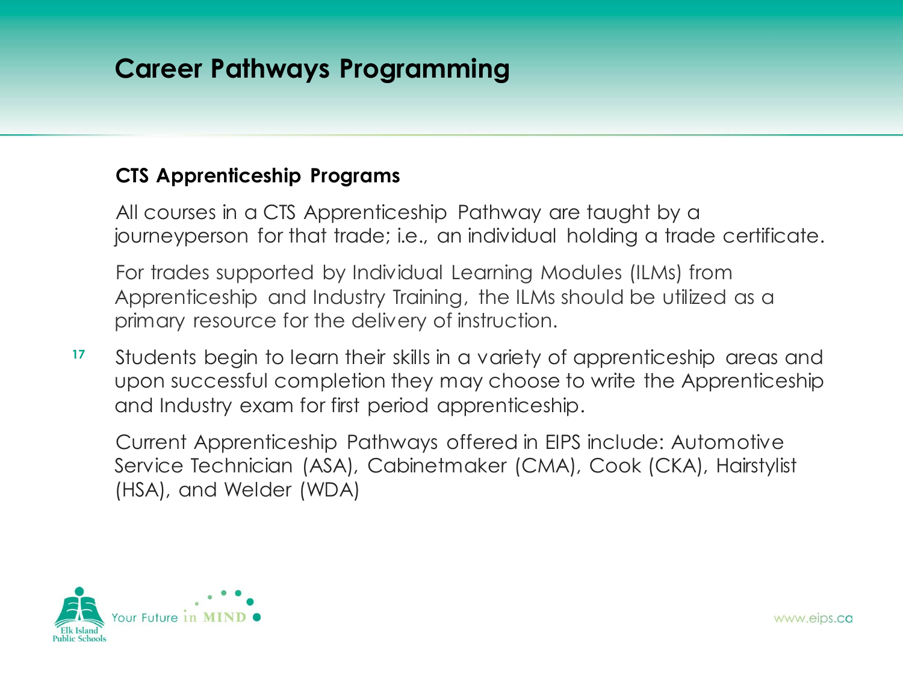# Career Pathways Programming

## CTS Apprenticeship Programs

All courses in a CTS Apprenticeship Pathway are taught by a journeyperson for that trade; i.e., an individual holding a trade certificate.

For trades supported by Individual Learning Modules (ILMs) from Apprenticeship and Industry Training, the ILMs should be utilized as a primary resource for the delivery of instruction.

Students begin to learn their skills in a variety of apprenticeship areas and upon successful completion they may choose to write the Apprenticeship and Industry exam for first period apprenticeship.

Current Apprenticeship Pathways offered in EIPS include: Automotive Service Technician (ASA), Cabinetmaker (CMA), Cook (CKA), Hairstylist (HSA), and Welder (WDA)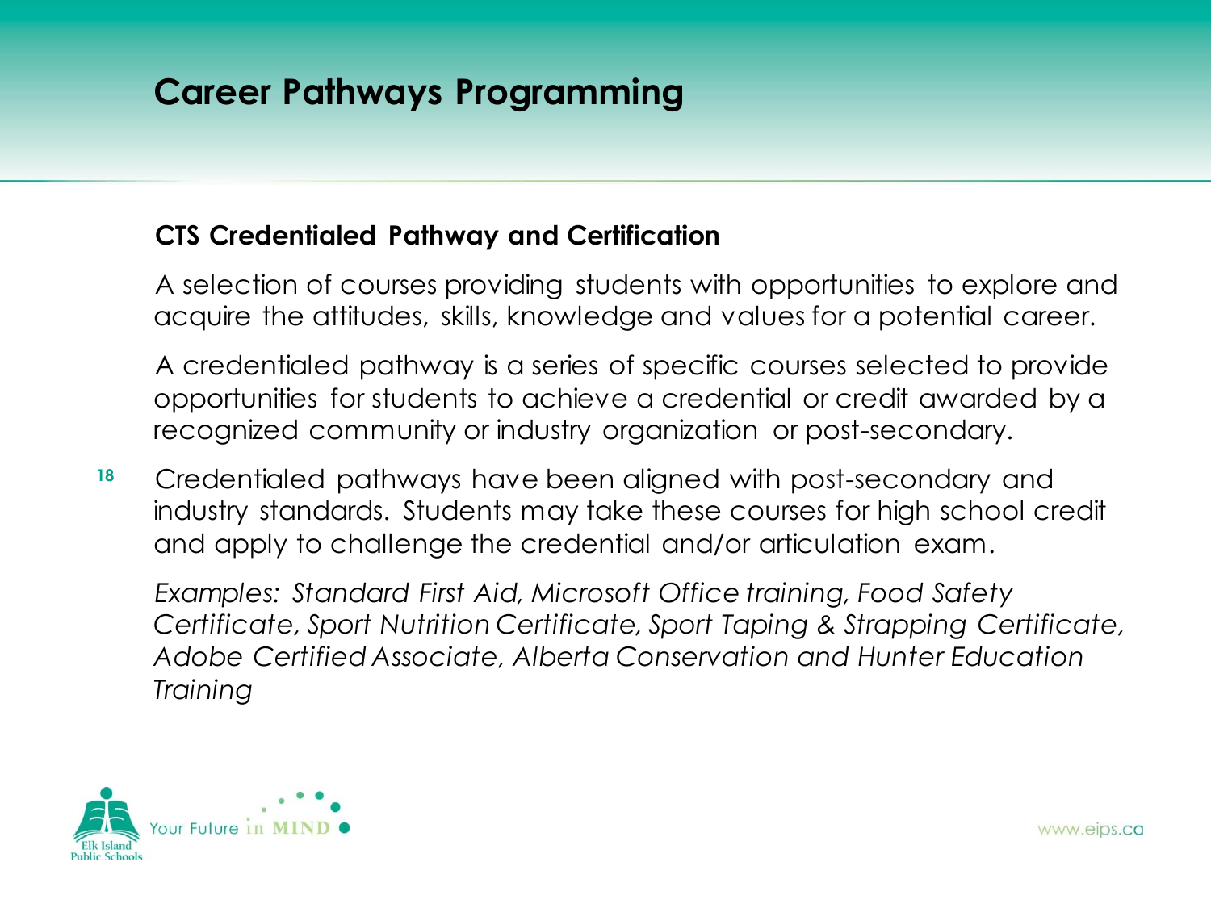# Career Pathways Programming

## CTS Credentialed Pathway and Certification

A selection of courses providing students with opportunities to explore and acquire the attitudes, skills, knowledge and values for a potential career.

A credentialed pathway is a series of specific courses selected to provide opportunities for students to achieve a credential or credit awarded by a recognized community or industry organization or post-secondary.

Credentialed pathways have been aligned with post-secondary and industry standards. Students may take these courses for high school credit and apply to challenge the credential and/or articulation exam.

*Examples: Standard First Aid, Microsoft Office training, Food Safety Certificate, Sport Nutrition Certificate, Sport Taping & Strapping Certificate, Adobe Certified Associate, Alberta Conservation and Hunter Education Training*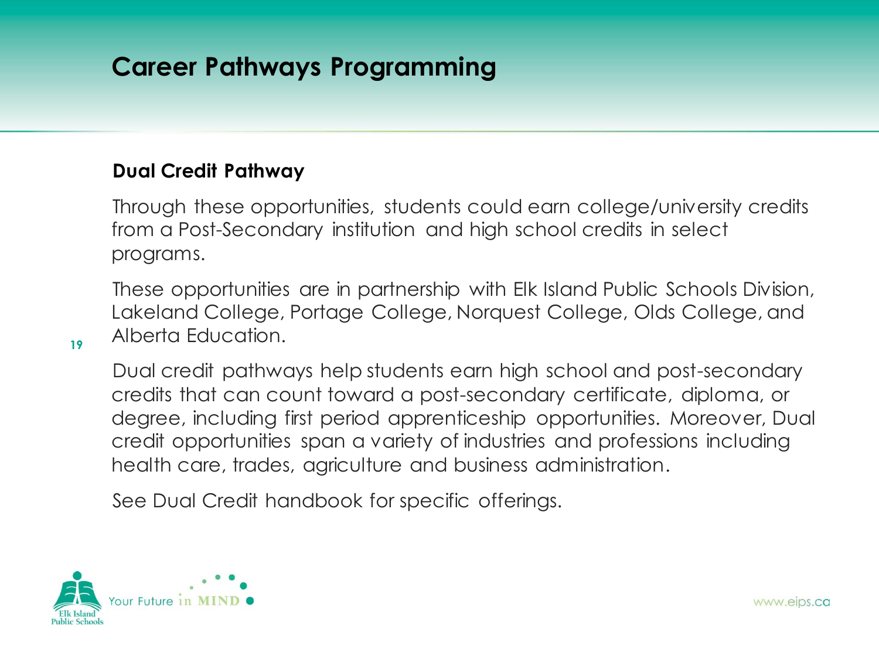# Career Pathways Programming

## Dual Credit Pathway

Through these opportunities, students could earn college/university credits from a Post-Secondary institution and high school credits in select programs.

These opportunities are in partnership with Elk Island Public Schools Division, Lakeland College, Portage College, Norquest College, Olds College, and Alberta Education.

Dual credit pathways help students earn high school and post-secondary credits that can count toward a post-secondary certificate, diploma, or degree, including first period apprenticeship opportunities. Moreover, Dual credit opportunities span a variety of industries and professions including health care, trades, agriculture and business administration.

See Dual Credit handbook for specific offerings.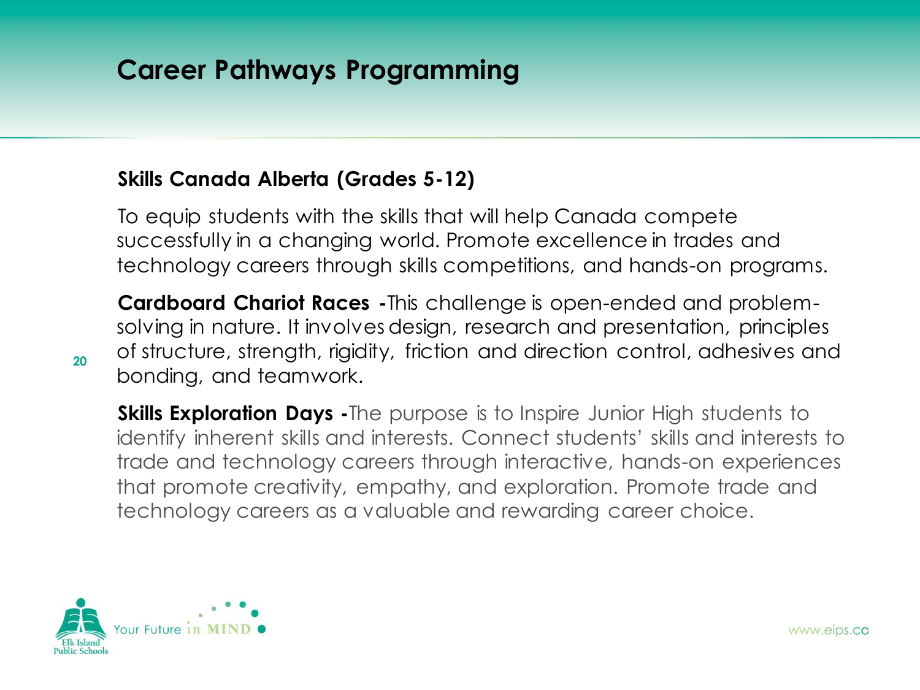# Career Pathways Programming

**Skills Canada Alberta (Grades 5-12)**

To equip students with the skills that will help Canada compete successfully in a changing world. Promote excellence in trades and technology careers through skills competitions, and hands-on programs.

**Cardboard Chariot Races -** This challenge is open-ended and problem-solving in nature. It involves design, research and presentation, principles of structure, strength, rigidity, friction and direction control, adhesives and bonding, and teamwork.

**Skills Exploration Days -** The purpose is to Inspire Junior High students to identify inherent skills and interests. Connect students' skills and interests to trade and technology careers through interactive, hands-on experiences that promote creativity, empathy, and exploration. Promote trade and technology careers as a valuable and rewarding career choice.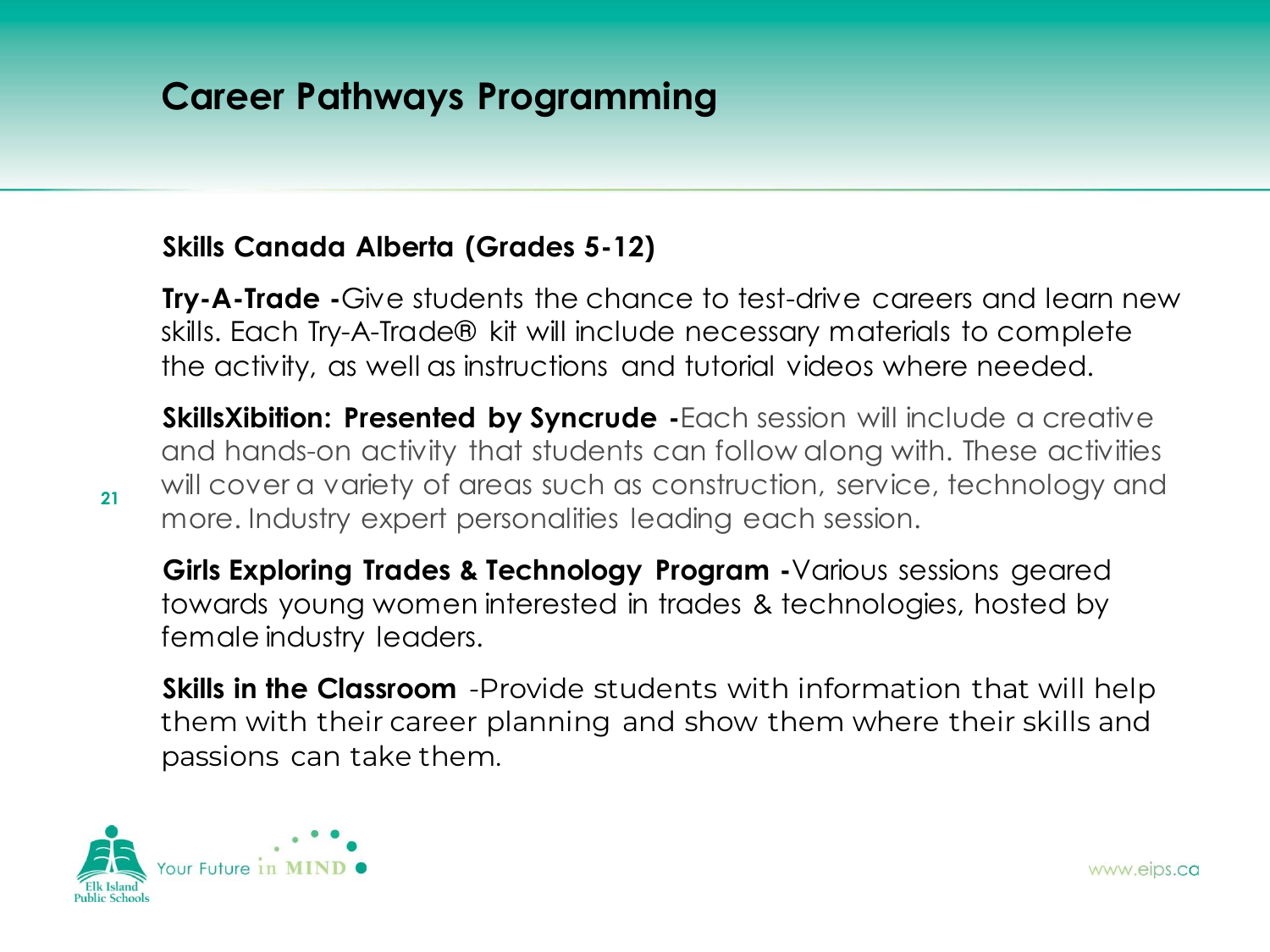# Career Pathways Programming

**Skills Canada Alberta (Grades 5-12)**

**Try-A-Trade -**Give students the chance to test-drive careers and learn new skills. Each Try-A-Trade® kit will include necessary materials to complete the activity, as well as instructions and tutorial videos where needed.

**SkillsXibition: Presented by Syncrude -**Each session will include a creative and hands-on activity that students can follow along with. These activities will cover a variety of areas such as construction, service, technology and more. Industry expert personalities leading each session.

**Girls Exploring Trades & Technology Program -**Various sessions geared towards young women interested in trades & technologies, hosted by female industry leaders.

**Skills in the Classroom** -Provide students with information that will help them with their career planning and show them where their skills and passions can take them.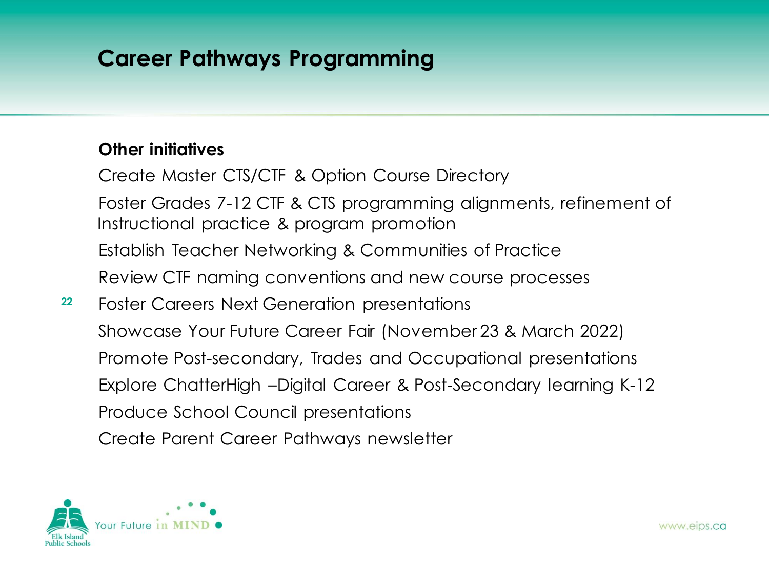# Career Pathways Programming

**Other initiatives**

Create Master CTS/CTF & Option Course Directory

Foster Grades 7-12 CTF & CTS programming alignments, refinement of Instructional practice & program promotion

Establish Teacher Networking & Communities of Practice

Review CTF naming conventions and new course processes

Foster Careers Next Generation presentations

Showcase Your Future Career Fair (November 23 & March 2022)

Promote Post-secondary, Trades and Occupational presentations

Explore ChatterHigh –Digital Career & Post-Secondary learning K-12

Produce School Council presentations

Create Parent Career Pathways newsletter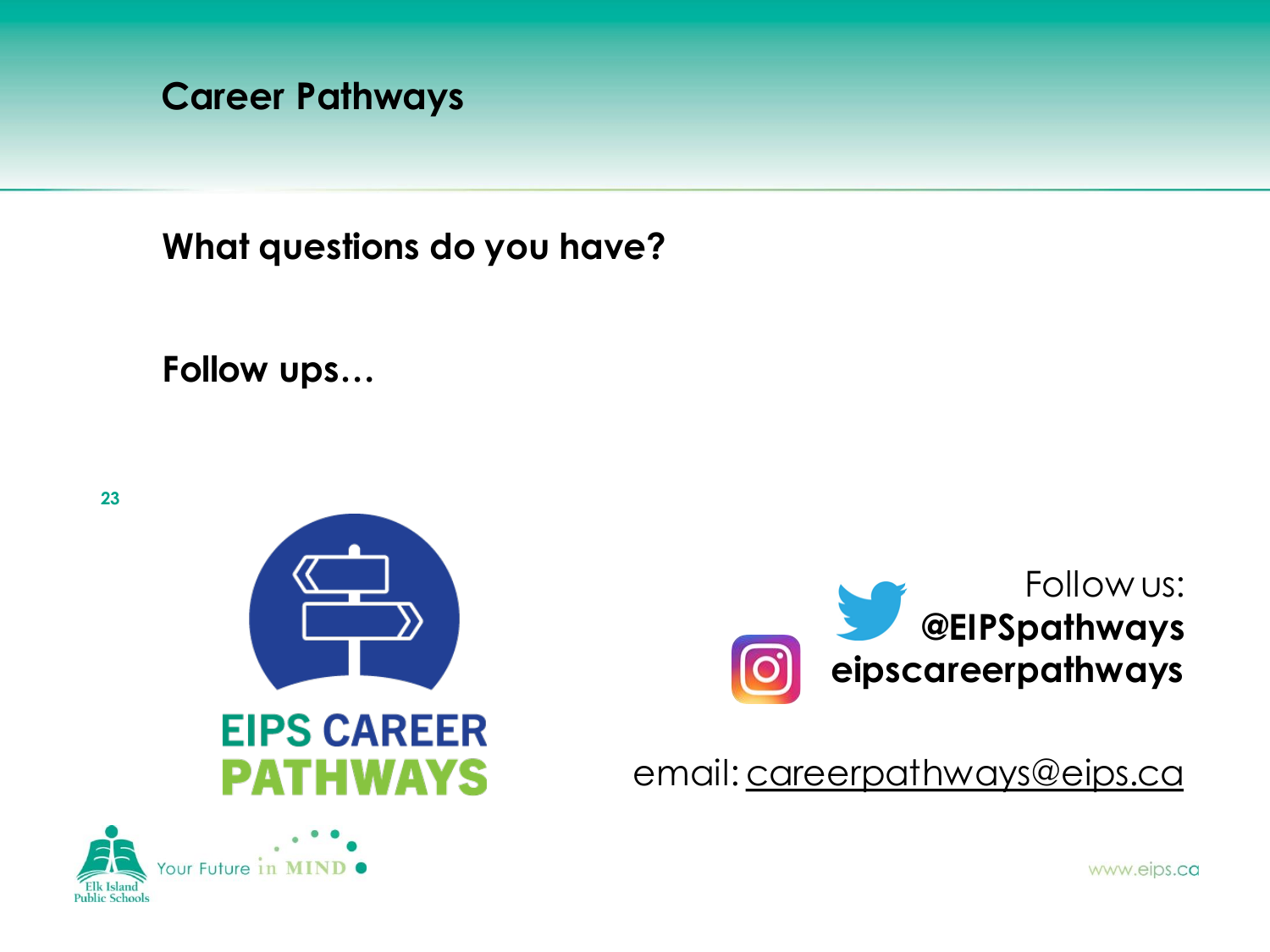# Career Pathways

**What questions do you have?**

**Follow ups…**

EIPS CAREER PATHWAYS

Follow us:
**@EIPSpathways**
**eipscareerpathways**

email: careerpathways@eips.ca

Elk Island Public Schools — Your Future in MIND

www.eips.ca